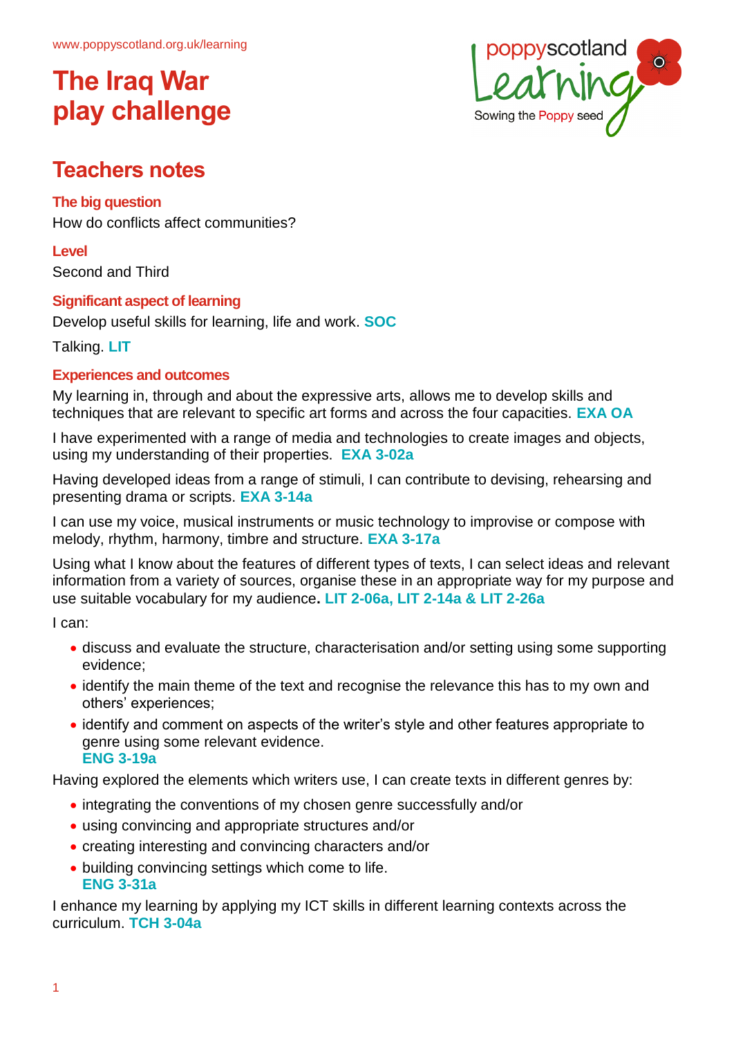www.poppyscotland.org.uk/learning

# The Iraq War play challenge

poppyscotland Learning
Sowing the Poppy seed

## Teachers notes

### The big question

How do conflicts affect communities?

### Level

Second and Third

### Significant aspect of learning

Develop useful skills for learning, life and work. **SOC**

Talking. **LIT**

### Experiences and outcomes

My learning in, through and about the expressive arts, allows me to develop skills and techniques that are relevant to specific art forms and across the four capacities. **EXA OA**

I have experimented with a range of media and technologies to create images and objects, using my understanding of their properties. **EXA 3-02a**

Having developed ideas from a range of stimuli, I can contribute to devising, rehearsing and presenting drama or scripts. **EXA 3-14a**

I can use my voice, musical instruments or music technology to improvise or compose with melody, rhythm, harmony, timbre and structure. **EXA 3-17a**

Using what I know about the features of different types of texts, I can select ideas and relevant information from a variety of sources, organise these in an appropriate way for my purpose and use suitable vocabulary for my audience**. LIT 2-06a, LIT 2-14a & LIT 2-26a**

I can:

- discuss and evaluate the structure, characterisation and/or setting using some supporting evidence;
- identify the main theme of the text and recognise the relevance this has to my own and others' experiences;
- identify and comment on aspects of the writer's style and other features appropriate to genre using some relevant evidence.
  **ENG 3-19a**

Having explored the elements which writers use, I can create texts in different genres by:

- integrating the conventions of my chosen genre successfully and/or
- using convincing and appropriate structures and/or
- creating interesting and convincing characters and/or
- building convincing settings which come to life.
  **ENG 3-31a**

I enhance my learning by applying my ICT skills in different learning contexts across the curriculum. **TCH 3-04a**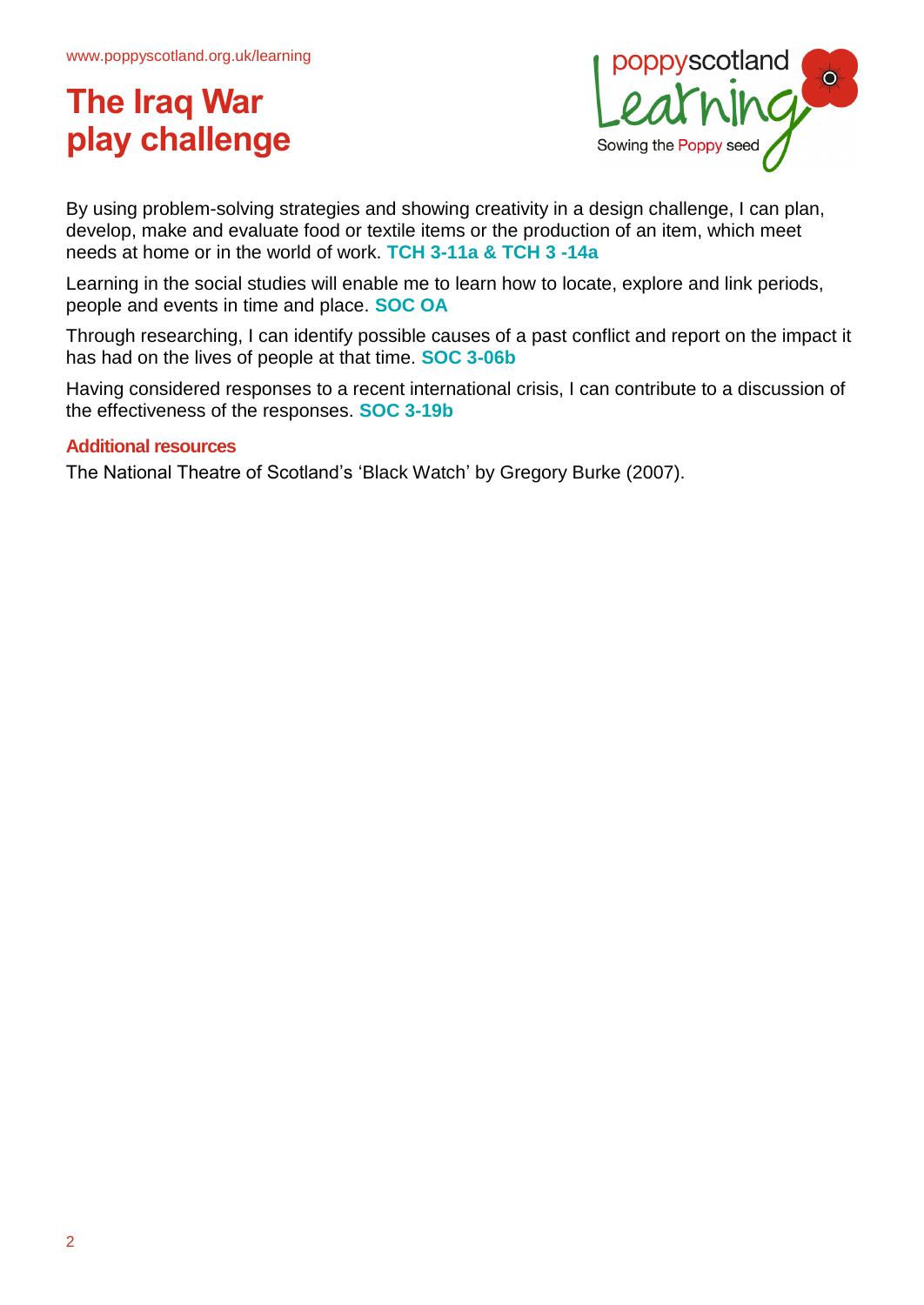# The Iraq War play challenge

By using problem-solving strategies and showing creativity in a design challenge, I can plan, develop, make and evaluate food or textile items or the production of an item, which meet needs at home or in the world of work. **TCH 3-11a & TCH 3 -14a**

Learning in the social studies will enable me to learn how to locate, explore and link periods, people and events in time and place. **SOC OA**

Through researching, I can identify possible causes of a past conflict and report on the impact it has had on the lives of people at that time. **SOC 3-06b**

Having considered responses to a recent international crisis, I can contribute to a discussion of the effectiveness of the responses. **SOC 3-19b**

**Additional resources**

The National Theatre of Scotland's 'Black Watch' by Gregory Burke (2007).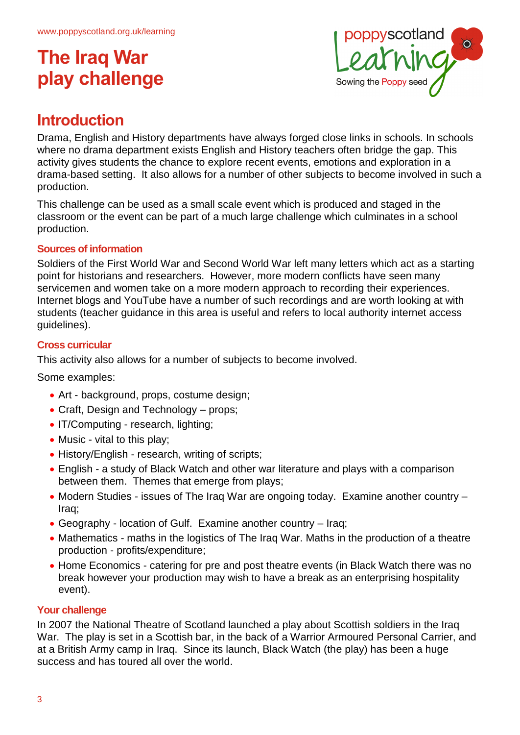# The Iraq War play challenge

## Introduction

Drama, English and History departments have always forged close links in schools. In schools where no drama department exists English and History teachers often bridge the gap. This activity gives students the chance to explore recent events, emotions and exploration in a drama-based setting. It also allows for a number of other subjects to become involved in such a production.

This challenge can be used as a small scale event which is produced and staged in the classroom or the event can be part of a much large challenge which culminates in a school production.

### Sources of information

Soldiers of the First World War and Second World War left many letters which act as a starting point for historians and researchers. However, more modern conflicts have seen many servicemen and women take on a more modern approach to recording their experiences. Internet blogs and YouTube have a number of such recordings and are worth looking at with students (teacher guidance in this area is useful and refers to local authority internet access guidelines).

### Cross curricular

This activity also allows for a number of subjects to become involved.

Some examples:

- Art - background, props, costume design;
- Craft, Design and Technology – props;
- IT/Computing - research, lighting;
- Music - vital to this play;
- History/English - research, writing of scripts;
- English - a study of Black Watch and other war literature and plays with a comparison between them. Themes that emerge from plays;
- Modern Studies - issues of The Iraq War are ongoing today. Examine another country – Iraq;
- Geography - location of Gulf. Examine another country – Iraq;
- Mathematics - maths in the logistics of The Iraq War. Maths in the production of a theatre production - profits/expenditure;
- Home Economics - catering for pre and post theatre events (in Black Watch there was no break however your production may wish to have a break as an enterprising hospitality event).

### Your challenge

In 2007 the National Theatre of Scotland launched a play about Scottish soldiers in the Iraq War. The play is set in a Scottish bar, in the back of a Warrior Armoured Personal Carrier, and at a British Army camp in Iraq. Since its launch, Black Watch (the play) has been a huge success and has toured all over the world.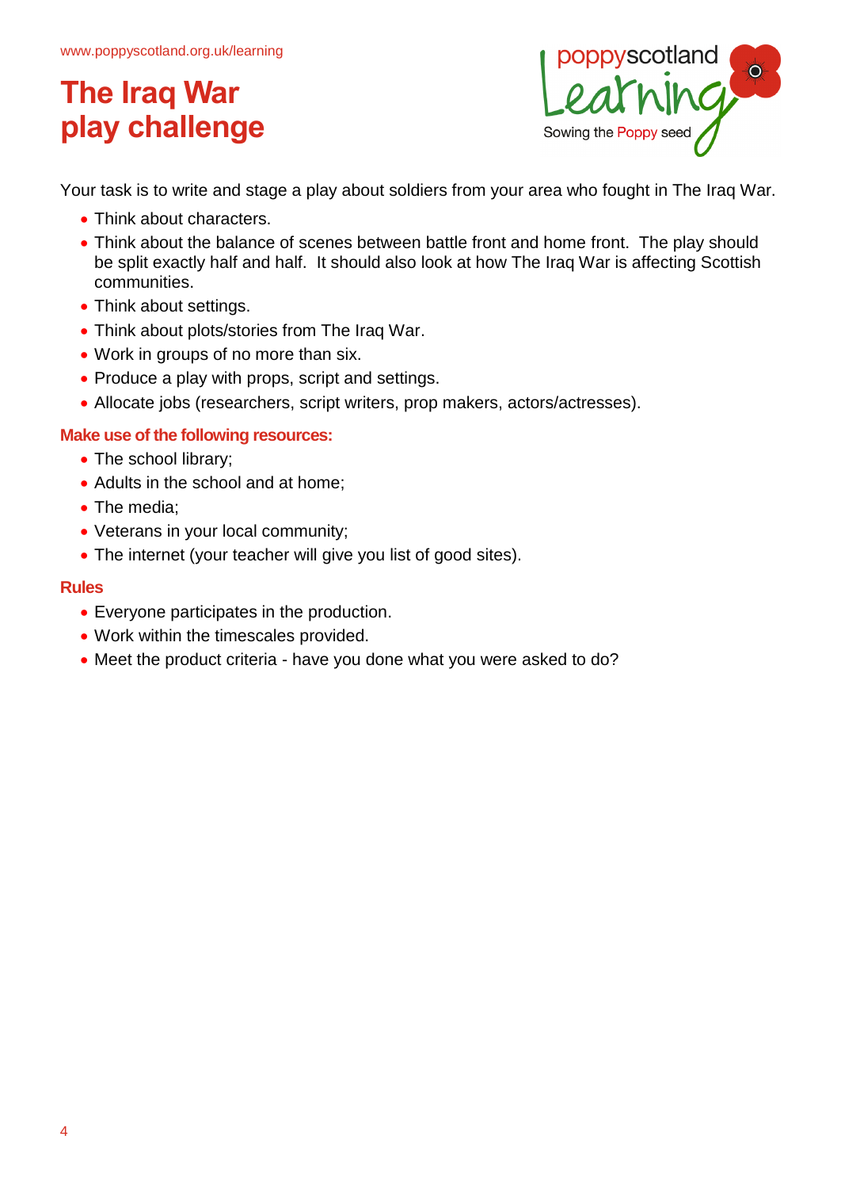# The Iraq War play challenge

Your task is to write and stage a play about soldiers from your area who fought in The Iraq War.

- Think about characters.
- Think about the balance of scenes between battle front and home front. The play should be split exactly half and half. It should also look at how The Iraq War is affecting Scottish communities.
- Think about settings.
- Think about plots/stories from The Iraq War.
- Work in groups of no more than six.
- Produce a play with props, script and settings.
- Allocate jobs (researchers, script writers, prop makers, actors/actresses).

### Make use of the following resources:

- The school library;
- Adults in the school and at home;
- The media;
- Veterans in your local community;
- The internet (your teacher will give you list of good sites).

### Rules

- Everyone participates in the production.
- Work within the timescales provided.
- Meet the product criteria - have you done what you were asked to do?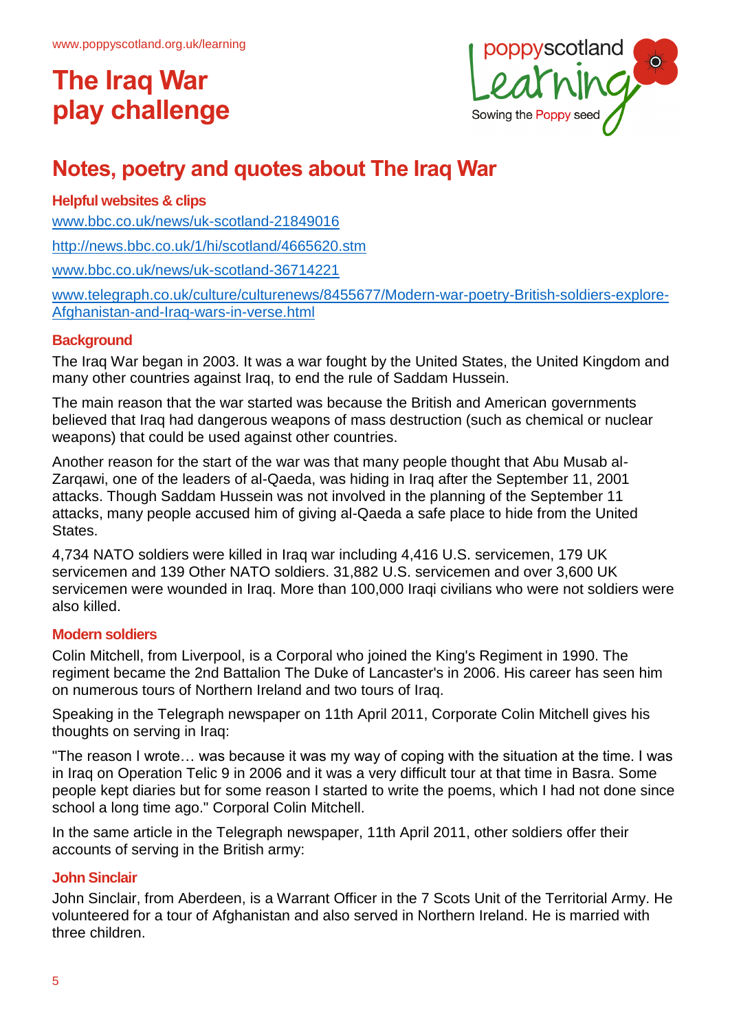# The Iraq War play challenge

## Notes, poetry and quotes about The Iraq War

### Helpful websites & clips

www.bbc.co.uk/news/uk-scotland-21849016

http://news.bbc.co.uk/1/hi/scotland/4665620.stm

www.bbc.co.uk/news/uk-scotland-36714221

www.telegraph.co.uk/culture/culturenews/8455677/Modern-war-poetry-British-soldiers-explore-Afghanistan-and-Iraq-wars-in-verse.html

### Background

The Iraq War began in 2003. It was a war fought by the United States, the United Kingdom and many other countries against Iraq, to end the rule of Saddam Hussein.

The main reason that the war started was because the British and American governments believed that Iraq had dangerous weapons of mass destruction (such as chemical or nuclear weapons) that could be used against other countries.

Another reason for the start of the war was that many people thought that Abu Musab al-Zarqawi, one of the leaders of al-Qaeda, was hiding in Iraq after the September 11, 2001 attacks. Though Saddam Hussein was not involved in the planning of the September 11 attacks, many people accused him of giving al-Qaeda a safe place to hide from the United States.

4,734 NATO soldiers were killed in Iraq war including 4,416 U.S. servicemen, 179 UK servicemen and 139 Other NATO soldiers. 31,882 U.S. servicemen and over 3,600 UK servicemen were wounded in Iraq. More than 100,000 Iraqi civilians who were not soldiers were also killed.

### Modern soldiers

Colin Mitchell, from Liverpool, is a Corporal who joined the King's Regiment in 1990. The regiment became the 2nd Battalion The Duke of Lancaster's in 2006. His career has seen him on numerous tours of Northern Ireland and two tours of Iraq.

Speaking in the Telegraph newspaper on 11th April 2011, Corporate Colin Mitchell gives his thoughts on serving in Iraq:

"The reason I wrote… was because it was my way of coping with the situation at the time. I was in Iraq on Operation Telic 9 in 2006 and it was a very difficult tour at that time in Basra. Some people kept diaries but for some reason I started to write the poems, which I had not done since school a long time ago." Corporal Colin Mitchell.

In the same article in the Telegraph newspaper, 11th April 2011, other soldiers offer their accounts of serving in the British army:

### John Sinclair

John Sinclair, from Aberdeen, is a Warrant Officer in the 7 Scots Unit of the Territorial Army. He volunteered for a tour of Afghanistan and also served in Northern Ireland. He is married with three children.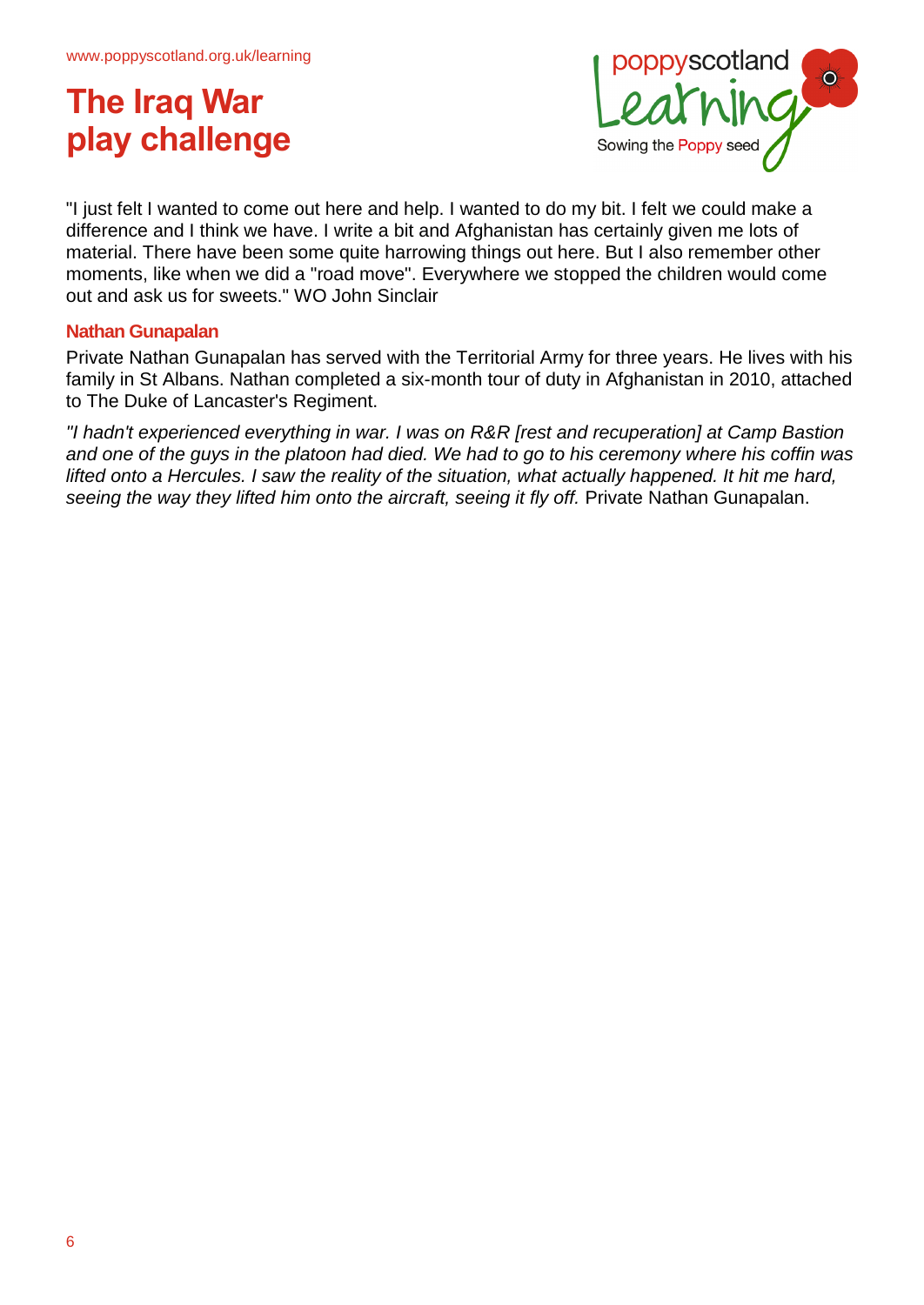"I just felt I wanted to come out here and help. I wanted to do my bit. I felt we could make a difference and I think we have. I write a bit and Afghanistan has certainly given me lots of material. There have been some quite harrowing things out here. But I also remember other moments, like when we did a "road move". Everywhere we stopped the children would come out and ask us for sweets." WO John Sinclair

### Nathan Gunapalan

Private Nathan Gunapalan has served with the Territorial Army for three years. He lives with his family in St Albans. Nathan completed a six-month tour of duty in Afghanistan in 2010, attached to The Duke of Lancaster's Regiment.

*"I hadn't experienced everything in war. I was on R&R [rest and recuperation] at Camp Bastion and one of the guys in the platoon had died. We had to go to his ceremony where his coffin was lifted onto a Hercules. I saw the reality of the situation, what actually happened. It hit me hard, seeing the way they lifted him onto the aircraft, seeing it fly off.* Private Nathan Gunapalan.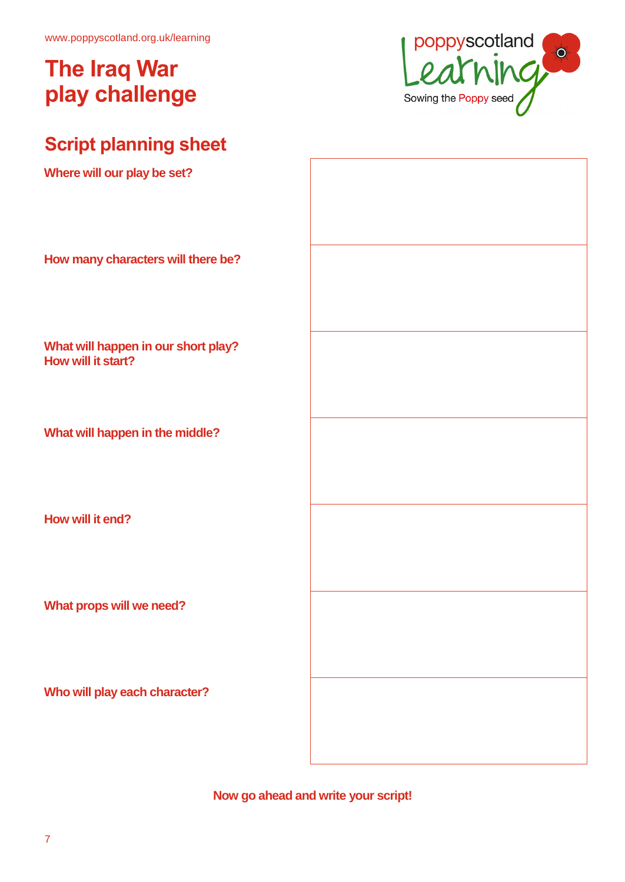www.poppyscotland.org.uk/learning

# The Iraq War play challenge

poppyscotland Learning
Sowing the Poppy seed

## Script planning sheet

| | |
|---|---|
| **Where will our play be set?** | |
| **How many characters will there be?** | |
| **What will happen in our short play? How will it start?** | |
| **What will happen in the middle?** | |
| **How will it end?** | |
| **What props will we need?** | |
| **Who will play each character?** | |

**Now go ahead and write your script!**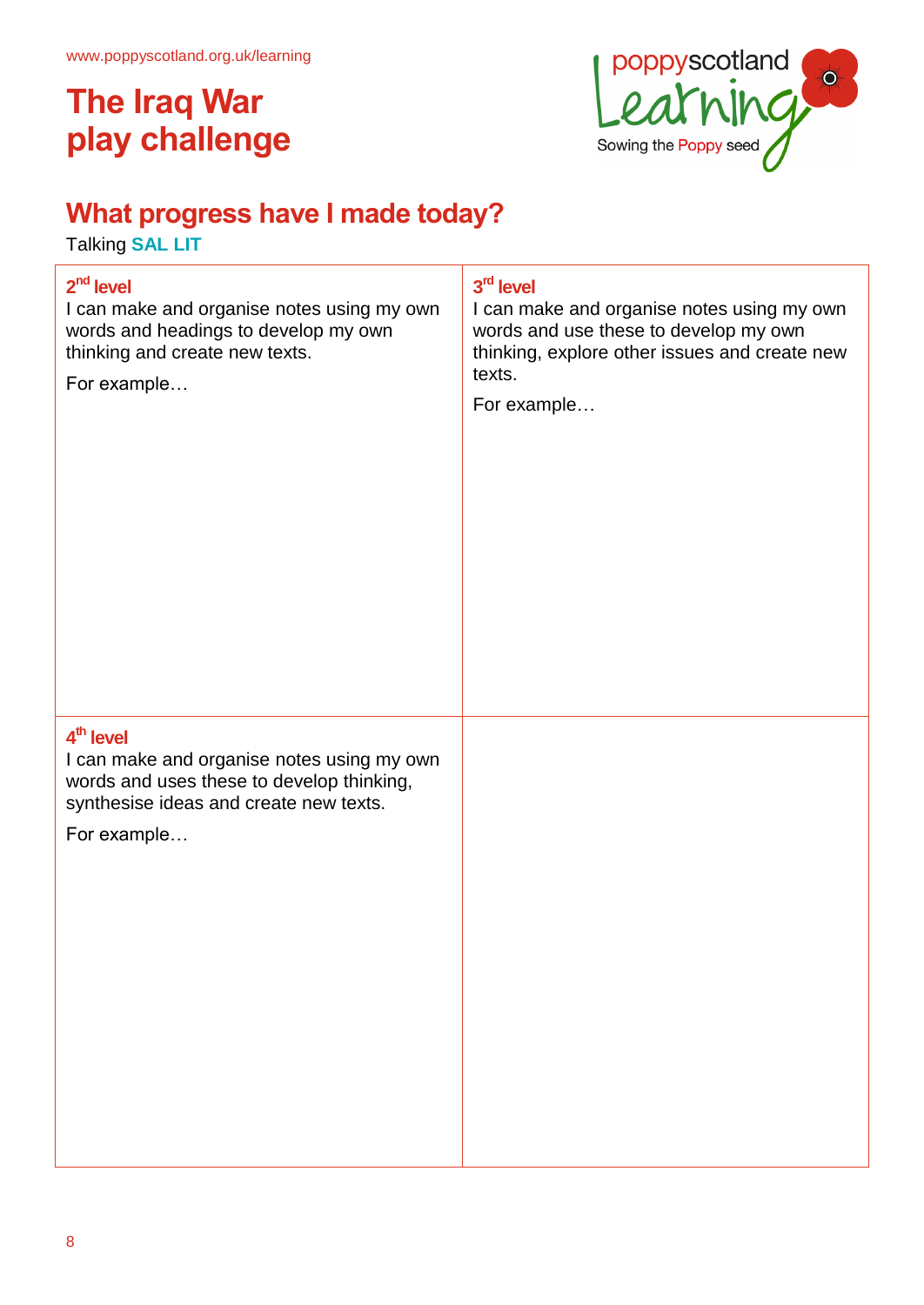www.poppyscotland.org.uk/learning

# The Iraq War play challenge

poppyscotland Learning
Sowing the Poppy seed

## What progress have I made today?

Talking **SAL LIT**

| **2nd level**<br>I can make and organise notes using my own words and headings to develop my own thinking and create new texts.<br><br>For example… | **3rd level**<br>I can make and organise notes using my own words and use these to develop my own thinking, explore other issues and create new texts.<br><br>For example… |
|---|---|
| **4th level**<br>I can make and organise notes using my own words and uses these to develop thinking, synthesise ideas and create new texts.<br><br>For example… | |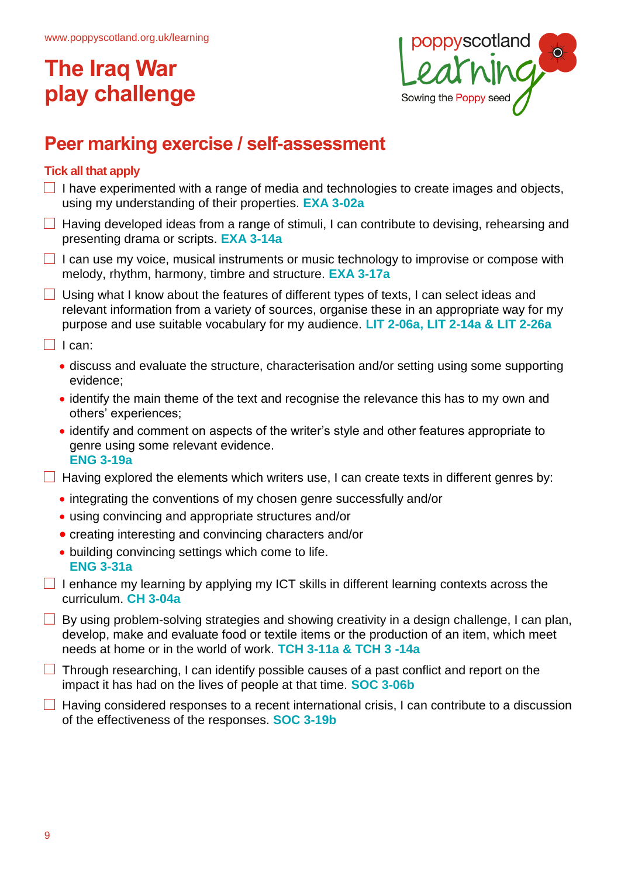www.poppyscotland.org.uk/learning

# The Iraq War play challenge

## Peer marking exercise / self-assessment

**Tick all that apply**

- ☐ I have experimented with a range of media and technologies to create images and objects, using my understanding of their properties. **EXA 3-02a**
- ☐ Having developed ideas from a range of stimuli, I can contribute to devising, rehearsing and presenting drama or scripts. **EXA 3-14a**
- ☐ I can use my voice, musical instruments or music technology to improvise or compose with melody, rhythm, harmony, timbre and structure. **EXA 3-17a**
- ☐ Using what I know about the features of different types of texts, I can select ideas and relevant information from a variety of sources, organise these in an appropriate way for my purpose and use suitable vocabulary for my audience. **LIT 2-06a, LIT 2-14a & LIT 2-26a**
- ☐ I can:
  - discuss and evaluate the structure, characterisation and/or setting using some supporting evidence;
  - identify the main theme of the text and recognise the relevance this has to my own and others' experiences;
  - identify and comment on aspects of the writer's style and other features appropriate to genre using some relevant evidence.
    **ENG 3-19a**
- ☐ Having explored the elements which writers use, I can create texts in different genres by:
  - integrating the conventions of my chosen genre successfully and/or
  - using convincing and appropriate structures and/or
  - creating interesting and convincing characters and/or
  - building convincing settings which come to life.
    **ENG 3-31a**
- ☐ I enhance my learning by applying my ICT skills in different learning contexts across the curriculum. **CH 3-04a**
- ☐ By using problem-solving strategies and showing creativity in a design challenge, I can plan, develop, make and evaluate food or textile items or the production of an item, which meet needs at home or in the world of work. **TCH 3-11a & TCH 3 -14a**
- ☐ Through researching, I can identify possible causes of a past conflict and report on the impact it has had on the lives of people at that time. **SOC 3-06b**
- ☐ Having considered responses to a recent international crisis, I can contribute to a discussion of the effectiveness of the responses. **SOC 3-19b**